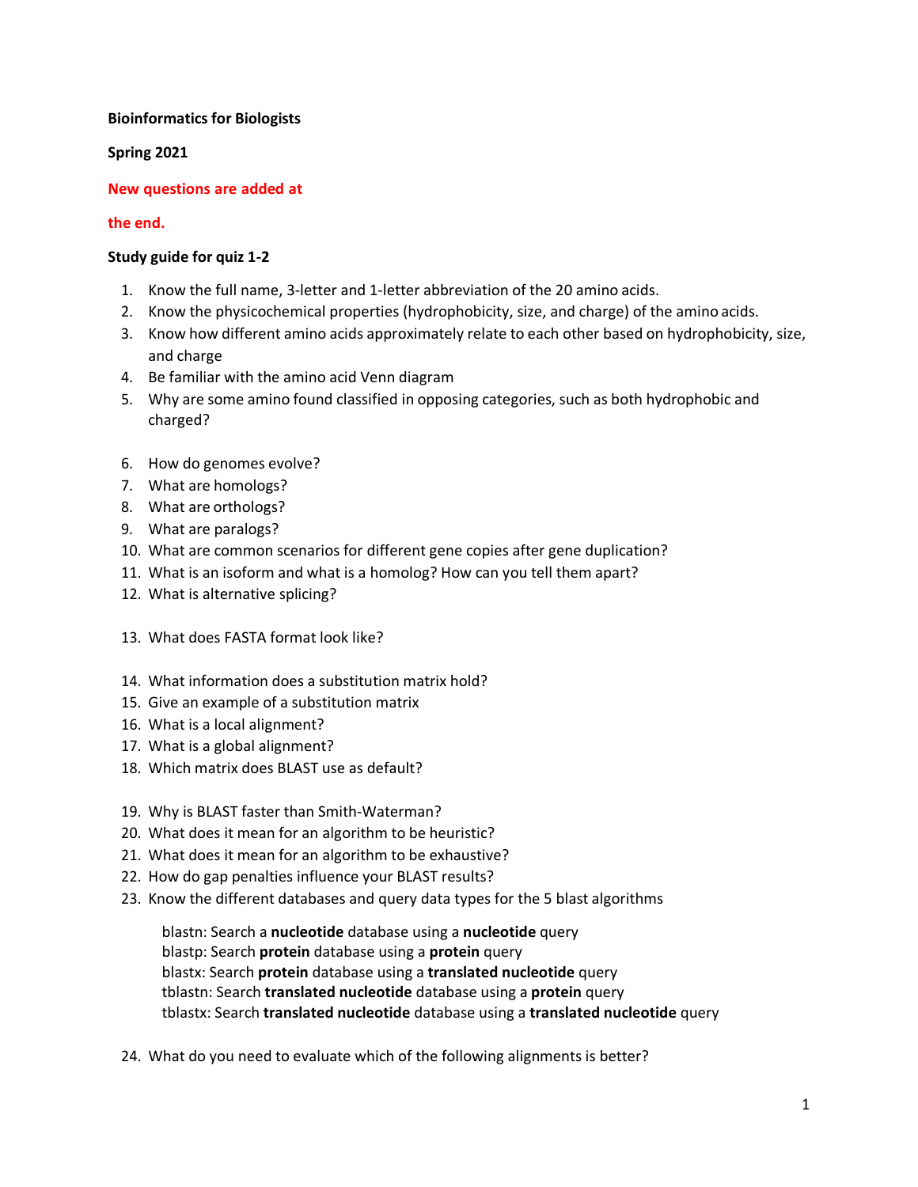**Bioinformatics for Biologists**

**Spring 2021**

**New questions are added at**

**the end.**

**Study guide for quiz 1-2**

1. Know the full name, 3-letter and 1-letter abbreviation of the 20 amino acids.
2. Know the physicochemical properties (hydrophobicity, size, and charge) of the amino acids.
3. Know how different amino acids approximately relate to each other based on hydrophobicity, size, and charge
4. Be familiar with the amino acid Venn diagram
5. Why are some amino found classified in opposing categories, such as both hydrophobic and charged?

6. How do genomes evolve?
7. What are homologs?
8. What are orthologs?
9. What are paralogs?
10. What are common scenarios for different gene copies after gene duplication?
11. What is an isoform and what is a homolog? How can you tell them apart?
12. What is alternative splicing?

13. What does FASTA format look like?

14. What information does a substitution matrix hold?
15. Give an example of a substitution matrix
16. What is a local alignment?
17. What is a global alignment?
18. Which matrix does BLAST use as default?

19. Why is BLAST faster than Smith-Waterman?
20. What does it mean for an algorithm to be heuristic?
21. What does it mean for an algorithm to be exhaustive?
22. How do gap penalties influence your BLAST results?
23. Know the different databases and query data types for the 5 blast algorithms

    blastn: Search a **nucleotide** database using a **nucleotide** query
    blastp: Search **protein** database using a **protein** query
    blastx: Search **protein** database using a **translated nucleotide** query
    tblastn: Search **translated nucleotide** database using a **protein** query
    tblastx: Search **translated nucleotide** database using a **translated nucleotide** query

24. What do you need to evaluate which of the following alignments is better?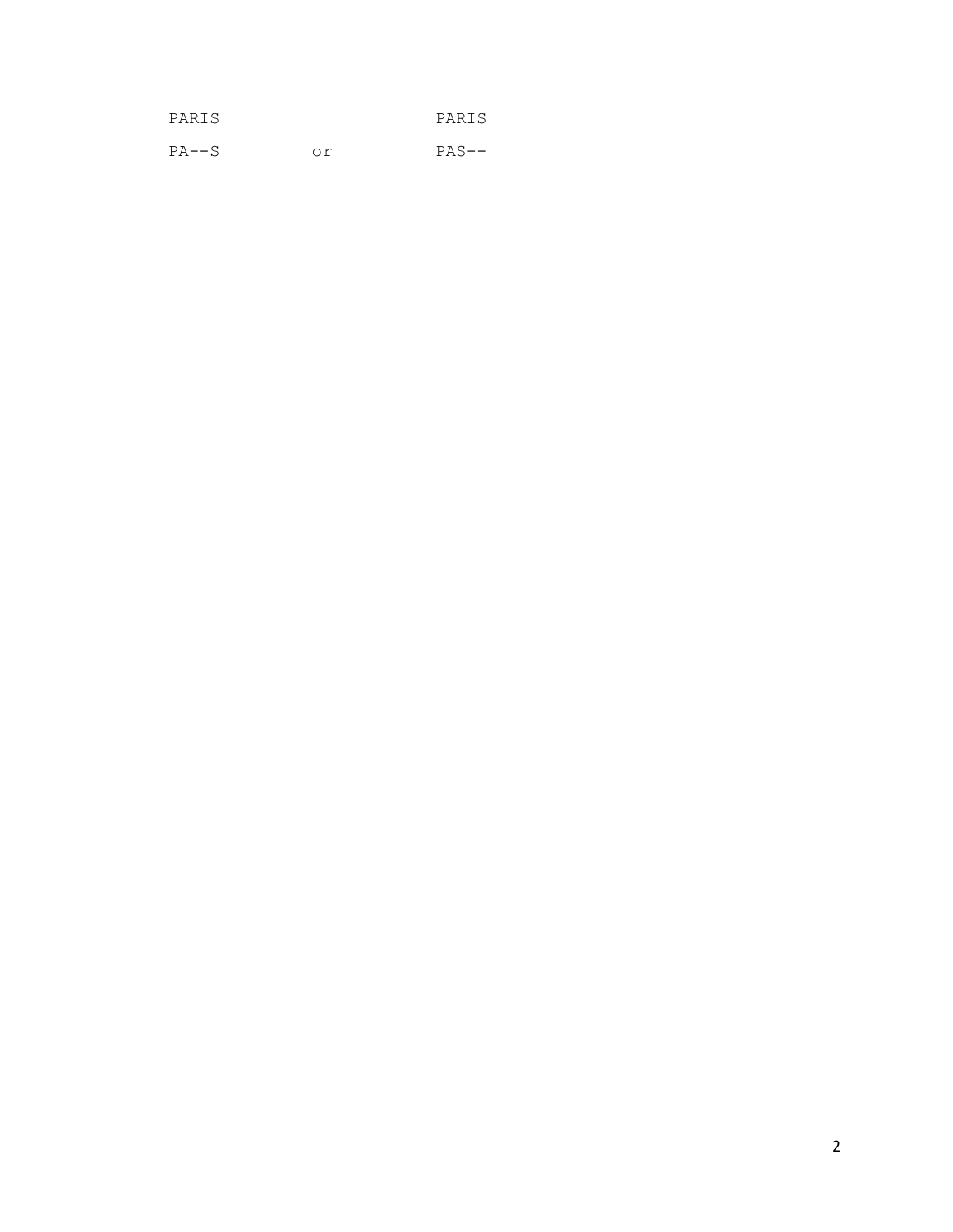```
PARIS                    PARIS
PA--S        or          PAS--
```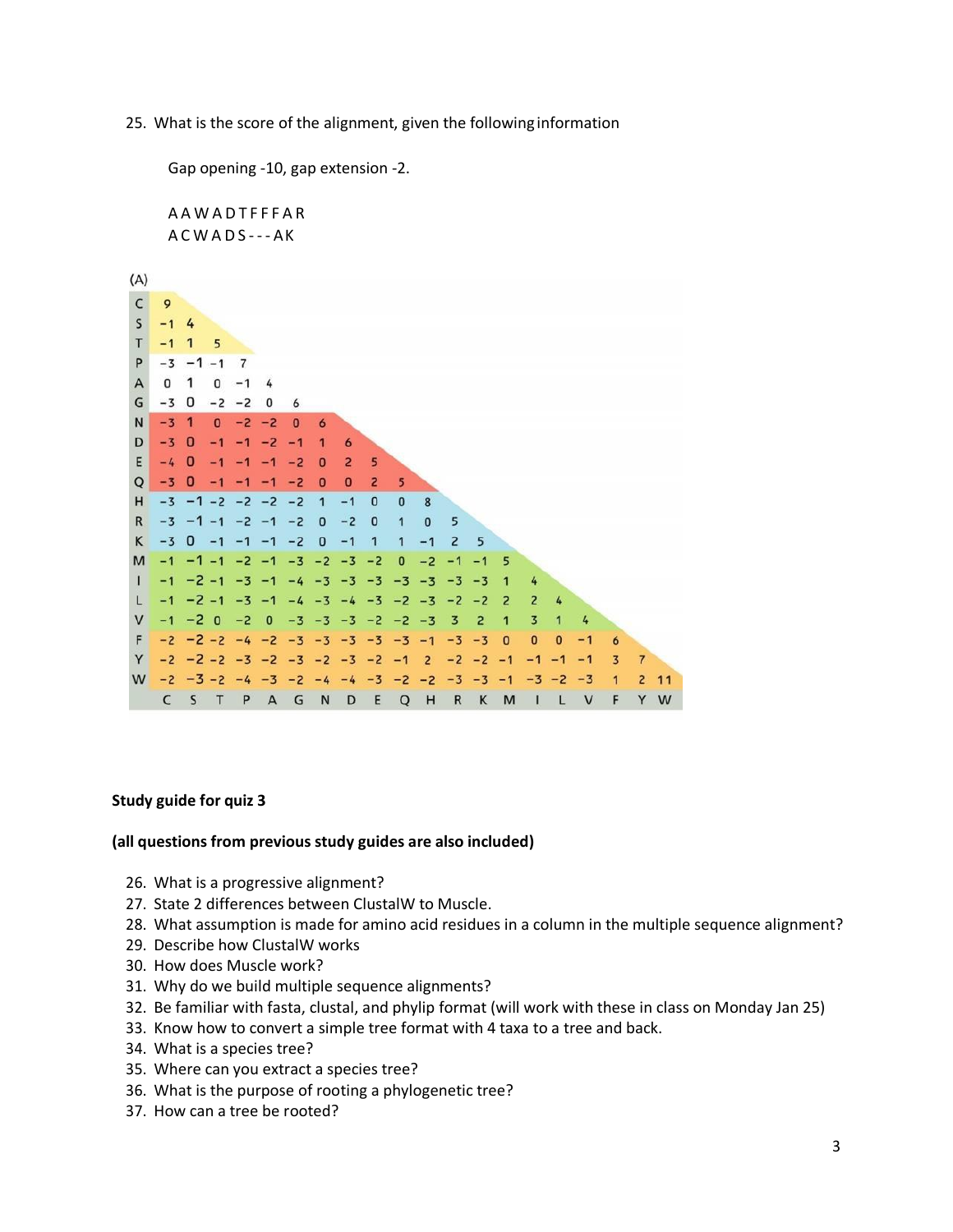25. What is the score of the alignment, given the following information

    Gap opening -10, gap extension -2.

    A A W A D T F F F A R
    A C W A D S - - - A K

(A)

| | C | S | T | P | A | G | N | D | E | Q | H | R | K | M | I | L | V | F | Y | W |
|---|---|---|---|---|---|---|---|---|---|---|---|---|---|---|---|---|---|---|---|---|
| C | 9 | | | | | | | | | | | | | | | | | | | |
| S | -1 | 4 | | | | | | | | | | | | | | | | | | |
| T | -1 | 1 | 5 | | | | | | | | | | | | | | | | | |
| P | -3 | -1 | -1 | 7 | | | | | | | | | | | | | | | | |
| A | 0 | 1 | 0 | -1 | 4 | | | | | | | | | | | | | | | |
| G | -3 | 0 | -2 | -2 | 0 | 6 | | | | | | | | | | | | | | |
| N | -3 | 1 | 0 | -2 | -2 | 0 | 6 | | | | | | | | | | | | | |
| D | -3 | 0 | -1 | -1 | -2 | -1 | 1 | 6 | | | | | | | | | | | | |
| E | -4 | 0 | -1 | -1 | -1 | -2 | 0 | 2 | 5 | | | | | | | | | | | |
| Q | -3 | 0 | -1 | -1 | -1 | -2 | 0 | 0 | 2 | 5 | | | | | | | | | | |
| H | -3 | -1 | -2 | -2 | -2 | -2 | 1 | -1 | 0 | 0 | 8 | | | | | | | | | |
| R | -3 | -1 | -1 | -2 | -1 | -2 | 0 | -2 | 0 | 1 | 0 | 5 | | | | | | | | |
| K | -3 | 0 | -1 | -1 | -1 | -2 | 0 | -1 | 1 | 1 | -1 | 2 | 5 | | | | | | | |
| M | -1 | -1 | -1 | -2 | -1 | -3 | -2 | -3 | -2 | 0 | -2 | -1 | -1 | 5 | | | | | | |
| I | -1 | -2 | -1 | -3 | -1 | -4 | -3 | -3 | -3 | -3 | -3 | -3 | -3 | 1 | 4 | | | | | |
| L | -1 | -2 | -1 | -3 | -1 | -4 | -3 | -4 | -3 | -2 | -3 | -2 | -2 | 2 | 2 | 4 | | | | |
| V | -1 | -2 | 0 | -2 | 0 | -3 | -3 | -3 | -2 | -2 | -3 | 3 | 2 | 1 | 3 | 1 | 4 | | | |
| F | -2 | -2 | -2 | -4 | -2 | -3 | -3 | -3 | -3 | -3 | -1 | -3 | -3 | 0 | 0 | 0 | -1 | 6 | | |
| Y | -2 | -2 | -2 | -3 | -2 | -3 | -2 | -3 | -2 | -1 | 2 | -2 | -2 | -1 | -1 | -1 | -1 | 3 | 7 | |
| W | -2 | -3 | -2 | -4 | -3 | -2 | -4 | -4 | -3 | -2 | -2 | -3 | -3 | -1 | -3 | -2 | -3 | 1 | 2 | 11 |

**Study guide for quiz 3**

**(all questions from previous study guides are also included)**

26. What is a progressive alignment?
27. State 2 differences between ClustalW to Muscle.
28. What assumption is made for amino acid residues in a column in the multiple sequence alignment?
29. Describe how ClustalW works
30. How does Muscle work?
31. Why do we build multiple sequence alignments?
32. Be familiar with fasta, clustal, and phylip format (will work with these in class on Monday Jan 25)
33. Know how to convert a simple tree format with 4 taxa to a tree and back.
34. What is a species tree?
35. Where can you extract a species tree?
36. What is the purpose of rooting a phylogenetic tree?
37. How can a tree be rooted?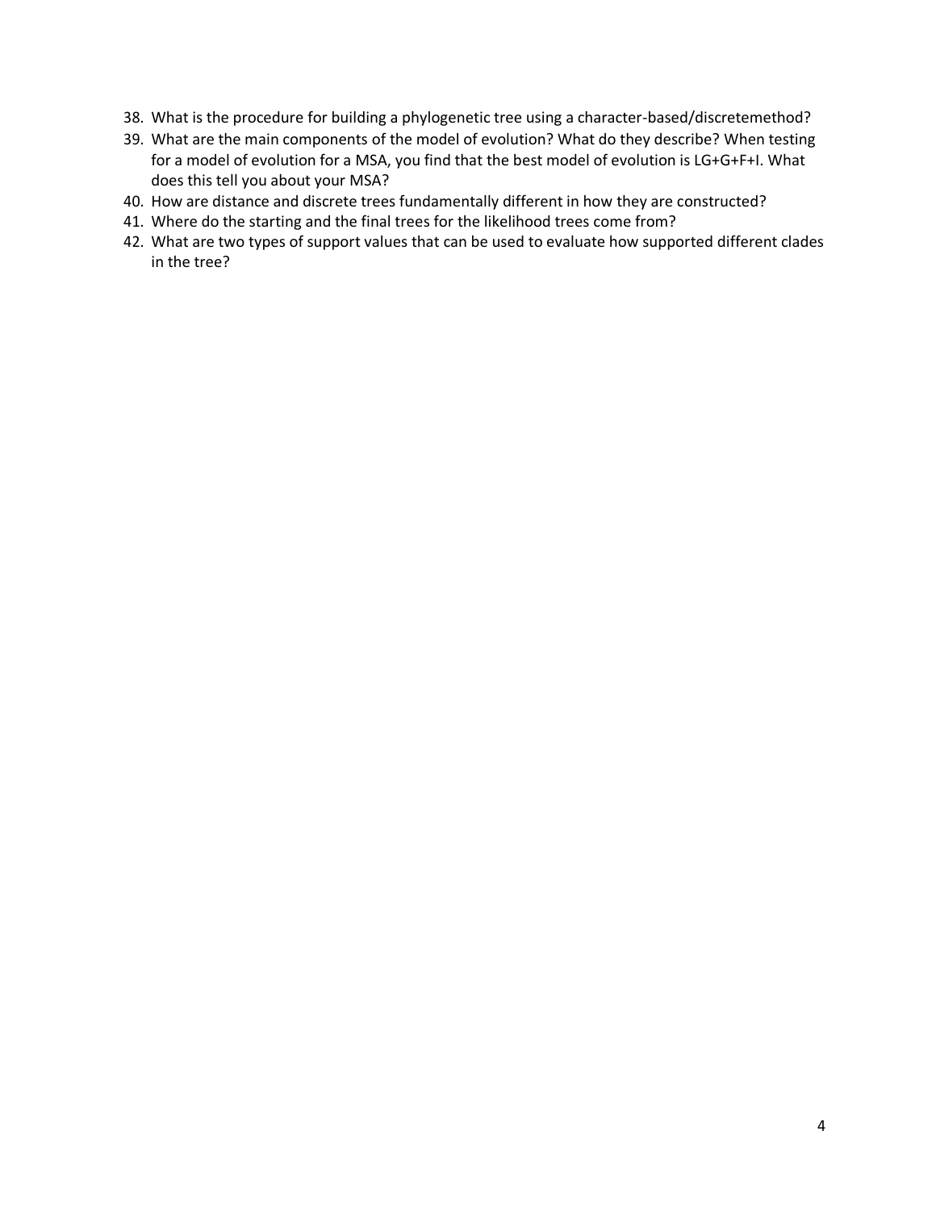38. What is the procedure for building a phylogenetic tree using a character-based/discretemethod?
39. What are the main components of the model of evolution? What do they describe? When testing for a model of evolution for a MSA, you find that the best model of evolution is LG+G+F+I. What does this tell you about your MSA?
40. How are distance and discrete trees fundamentally different in how they are constructed?
41. Where do the starting and the final trees for the likelihood trees come from?
42. What are two types of support values that can be used to evaluate how supported different clades in the tree?